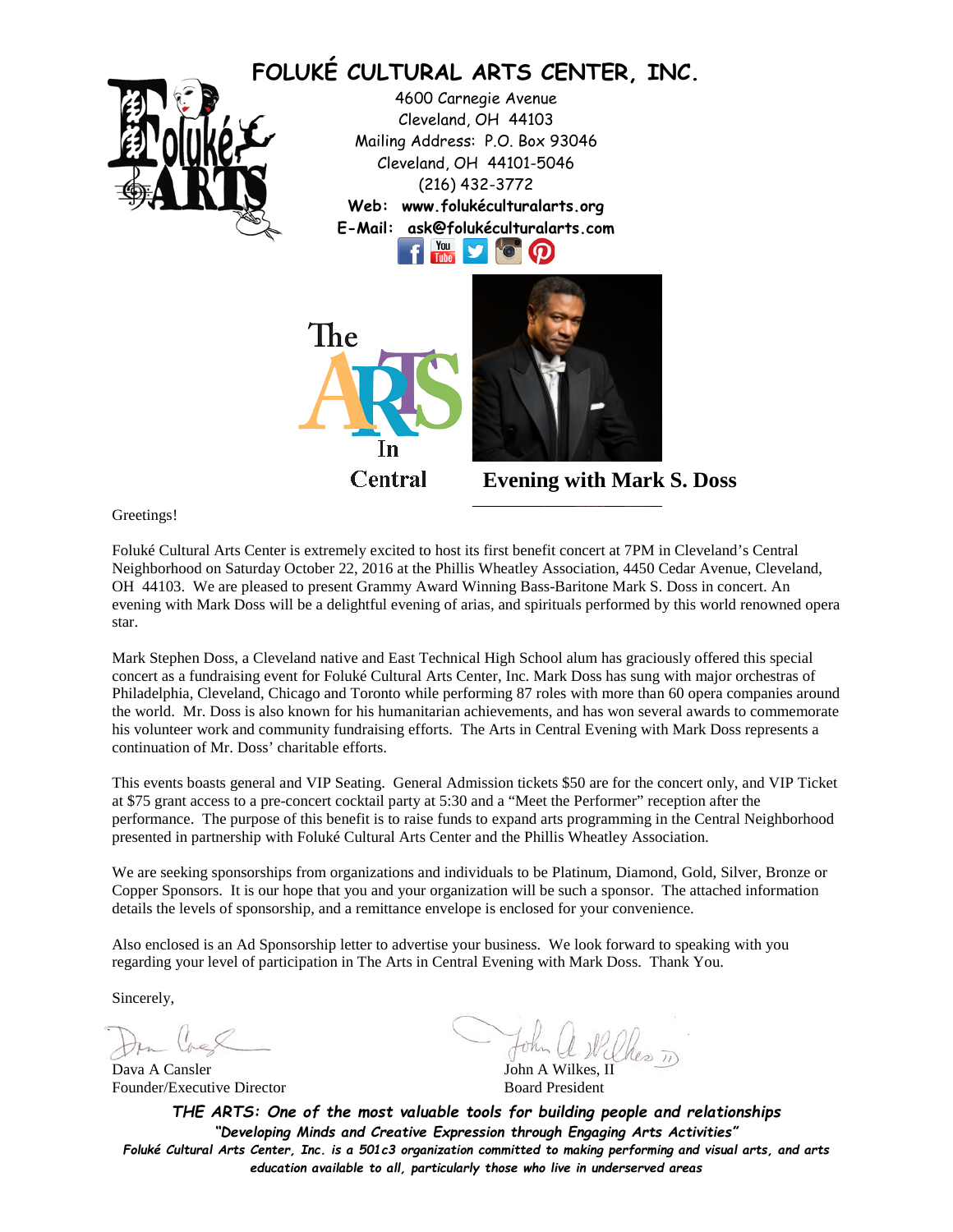# FOLUKÉ CULTURAL ARTS CENTER, INC.

4600 Carnegie Avenue
Cleveland, OH 44103
Mailing Address: P.O. Box 93046
Cleveland, OH 44101-5046
(216) 432-3772
**Web: www.folukéculturalarts.org**
**E-Mail: ask@folukéculturalarts.com**

The ARTS In Central

## Evening with Mark S. Doss

Greetings!

Foluké Cultural Arts Center is extremely excited to host its first benefit concert at 7PM in Cleveland's Central Neighborhood on Saturday October 22, 2016 at the Phillis Wheatley Association, 4450 Cedar Avenue, Cleveland, OH 44103. We are pleased to present Grammy Award Winning Bass-Baritone Mark S. Doss in concert. An evening with Mark Doss will be a delightful evening of arias, and spirituals performed by this world renowned opera star.

Mark Stephen Doss, a Cleveland native and East Technical High School alum has graciously offered this special concert as a fundraising event for Foluké Cultural Arts Center, Inc. Mark Doss has sung with major orchestras of Philadelphia, Cleveland, Chicago and Toronto while performing 87 roles with more than 60 opera companies around the world. Mr. Doss is also known for his humanitarian achievements, and has won several awards to commemorate his volunteer work and community fundraising efforts. The Arts in Central Evening with Mark Doss represents a continuation of Mr. Doss' charitable efforts.

This events boasts general and VIP Seating. General Admission tickets $50 are for the concert only, and VIP Ticket at $75 grant access to a pre-concert cocktail party at 5:30 and a "Meet the Performer" reception after the performance. The purpose of this benefit is to raise funds to expand arts programming in the Central Neighborhood presented in partnership with Foluké Cultural Arts Center and the Phillis Wheatley Association.

We are seeking sponsorships from organizations and individuals to be Platinum, Diamond, Gold, Silver, Bronze or Copper Sponsors. It is our hope that you and your organization will be such a sponsor. The attached information details the levels of sponsorship, and a remittance envelope is enclosed for your convenience.

Also enclosed is an Ad Sponsorship letter to advertise your business. We look forward to speaking with you regarding your level of participation in The Arts in Central Evening with Mark Doss. Thank You.

Sincerely,

Dava A Cansler
Founder/Executive Director

John A Wilkes, II
Board President

***THE ARTS: One of the most valuable tools for building people and relationships***

***"Developing Minds and Creative Expression through Engaging Arts Activities"***

***Foluké Cultural Arts Center, Inc. is a 501c3 organization committed to making performing and visual arts, and arts education available to all, particularly those who live in underserved areas***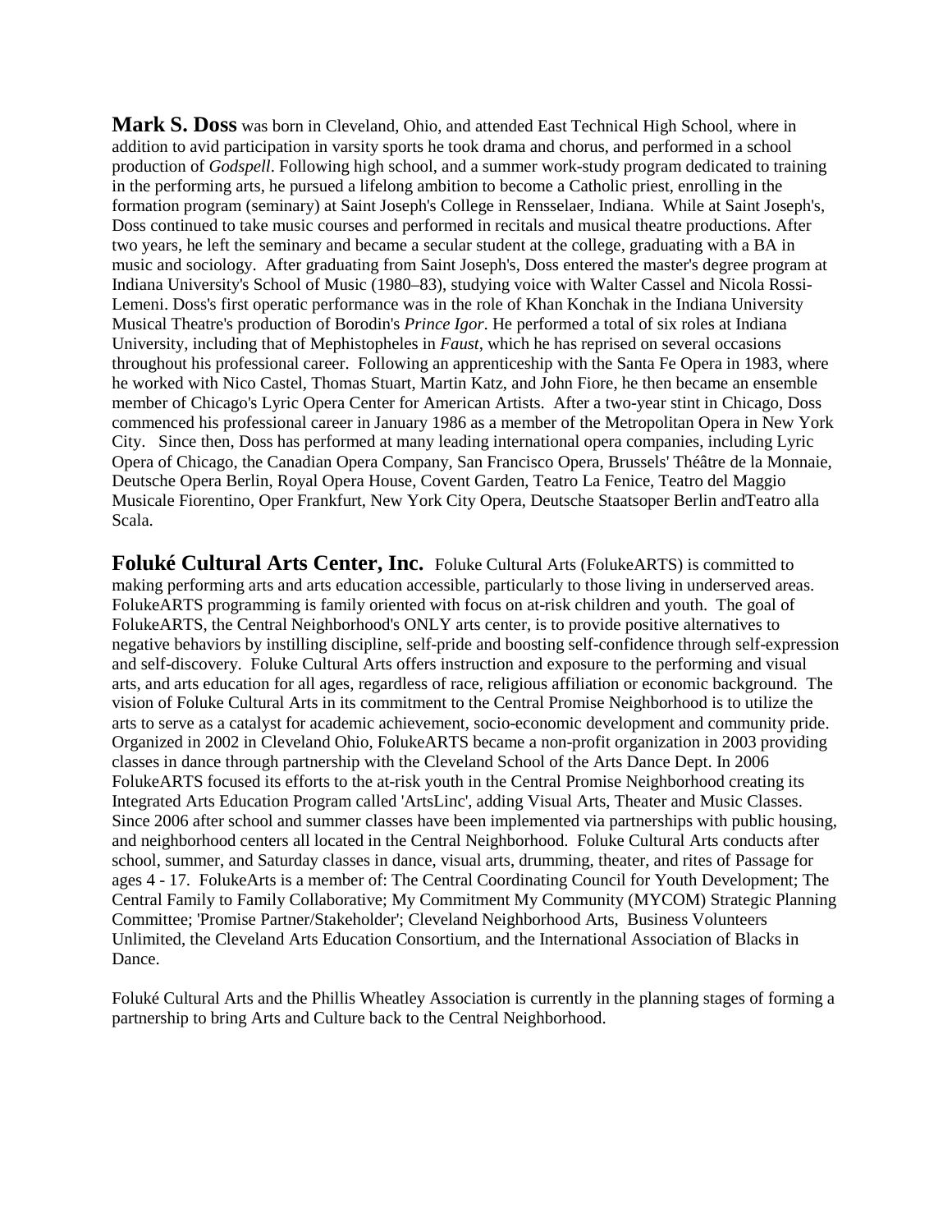**Mark S. Doss** was born in Cleveland, Ohio, and attended East Technical High School, where in addition to avid participation in varsity sports he took drama and chorus, and performed in a school production of *Godspell*. Following high school, and a summer work-study program dedicated to training in the performing arts, he pursued a lifelong ambition to become a Catholic priest, enrolling in the formation program (seminary) at Saint Joseph's College in Rensselaer, Indiana. While at Saint Joseph's, Doss continued to take music courses and performed in recitals and musical theatre productions. After two years, he left the seminary and became a secular student at the college, graduating with a BA in music and sociology. After graduating from Saint Joseph's, Doss entered the master's degree program at Indiana University's School of Music (1980–83), studying voice with Walter Cassel and Nicola Rossi-Lemeni. Doss's first operatic performance was in the role of Khan Konchak in the Indiana University Musical Theatre's production of Borodin's *Prince Igor*. He performed a total of six roles at Indiana University, including that of Mephistopheles in *Faust*, which he has reprised on several occasions throughout his professional career. Following an apprenticeship with the Santa Fe Opera in 1983, where he worked with Nico Castel, Thomas Stuart, Martin Katz, and John Fiore, he then became an ensemble member of Chicago's Lyric Opera Center for American Artists. After a two-year stint in Chicago, Doss commenced his professional career in January 1986 as a member of the Metropolitan Opera in New York City. Since then, Doss has performed at many leading international opera companies, including Lyric Opera of Chicago, the Canadian Opera Company, San Francisco Opera, Brussels' Théâtre de la Monnaie, Deutsche Opera Berlin, Royal Opera House, Covent Garden, Teatro La Fenice, Teatro del Maggio Musicale Fiorentino, Oper Frankfurt, New York City Opera, Deutsche Staatsoper Berlin andTeatro alla Scala.

**Foluké Cultural Arts Center, Inc.** Foluke Cultural Arts (FolukeARTS) is committed to making performing arts and arts education accessible, particularly to those living in underserved areas. FolukeARTS programming is family oriented with focus on at-risk children and youth. The goal of FolukeARTS, the Central Neighborhood's ONLY arts center, is to provide positive alternatives to negative behaviors by instilling discipline, self-pride and boosting self-confidence through self-expression and self-discovery. Foluke Cultural Arts offers instruction and exposure to the performing and visual arts, and arts education for all ages, regardless of race, religious affiliation or economic background. The vision of Foluke Cultural Arts in its commitment to the Central Promise Neighborhood is to utilize the arts to serve as a catalyst for academic achievement, socio-economic development and community pride. Organized in 2002 in Cleveland Ohio, FolukeARTS became a non-profit organization in 2003 providing classes in dance through partnership with the Cleveland School of the Arts Dance Dept. In 2006 FolukeARTS focused its efforts to the at-risk youth in the Central Promise Neighborhood creating its Integrated Arts Education Program called 'ArtsLinc', adding Visual Arts, Theater and Music Classes. Since 2006 after school and summer classes have been implemented via partnerships with public housing, and neighborhood centers all located in the Central Neighborhood. Foluke Cultural Arts conducts after school, summer, and Saturday classes in dance, visual arts, drumming, theater, and rites of Passage for ages 4 - 17. FolukeArts is a member of: The Central Coordinating Council for Youth Development; The Central Family to Family Collaborative; My Commitment My Community (MYCOM) Strategic Planning Committee; 'Promise Partner/Stakeholder'; Cleveland Neighborhood Arts, Business Volunteers Unlimited, the Cleveland Arts Education Consortium, and the International Association of Blacks in Dance.

Foluké Cultural Arts and the Phillis Wheatley Association is currently in the planning stages of forming a partnership to bring Arts and Culture back to the Central Neighborhood.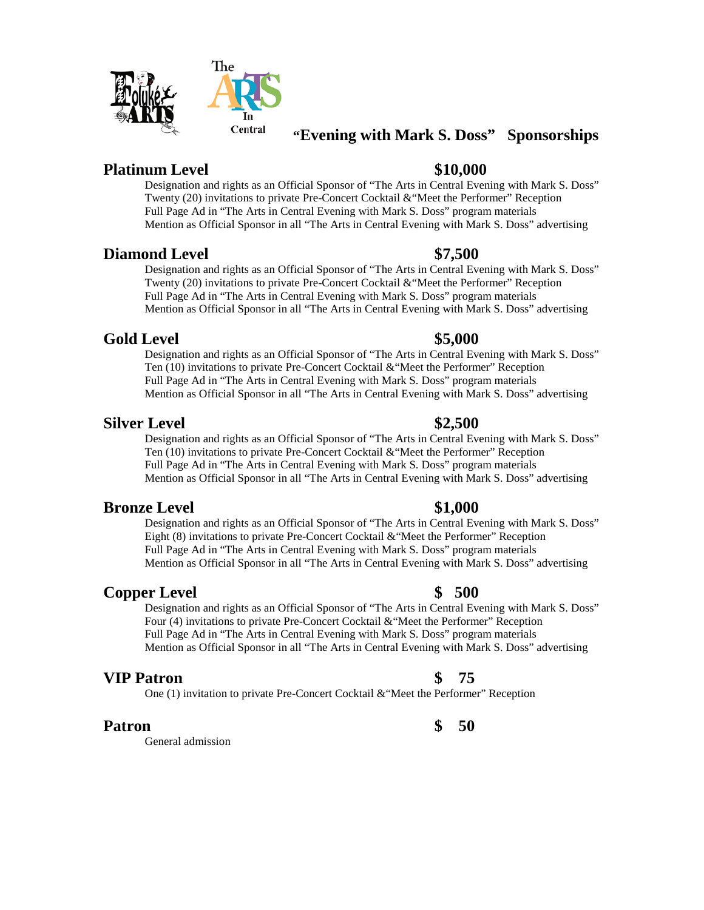# "Evening with Mark S. Doss" Sponsorships

## Platinum Level $10,000

Designation and rights as an Official Sponsor of "The Arts in Central Evening with Mark S. Doss"
Twenty (20) invitations to private Pre-Concert Cocktail &"Meet the Performer" Reception
Full Page Ad in "The Arts in Central Evening with Mark S. Doss" program materials
Mention as Official Sponsor in all "The Arts in Central Evening with Mark S. Doss" advertising

## Diamond Level $7,500

Designation and rights as an Official Sponsor of "The Arts in Central Evening with Mark S. Doss"
Twenty (20) invitations to private Pre-Concert Cocktail &"Meet the Performer" Reception
Full Page Ad in "The Arts in Central Evening with Mark S. Doss" program materials
Mention as Official Sponsor in all "The Arts in Central Evening with Mark S. Doss" advertising

## Gold Level $5,000

Designation and rights as an Official Sponsor of "The Arts in Central Evening with Mark S. Doss"
Ten (10) invitations to private Pre-Concert Cocktail &"Meet the Performer" Reception
Full Page Ad in "The Arts in Central Evening with Mark S. Doss" program materials
Mention as Official Sponsor in all "The Arts in Central Evening with Mark S. Doss" advertising

## Silver Level $2,500

Designation and rights as an Official Sponsor of "The Arts in Central Evening with Mark S. Doss"
Ten (10) invitations to private Pre-Concert Cocktail &"Meet the Performer" Reception
Full Page Ad in "The Arts in Central Evening with Mark S. Doss" program materials
Mention as Official Sponsor in all "The Arts in Central Evening with Mark S. Doss" advertising

## Bronze Level $1,000

Designation and rights as an Official Sponsor of "The Arts in Central Evening with Mark S. Doss"
Eight (8) invitations to private Pre-Concert Cocktail &"Meet the Performer" Reception
Full Page Ad in "The Arts in Central Evening with Mark S. Doss" program materials
Mention as Official Sponsor in all "The Arts in Central Evening with Mark S. Doss" advertising

## Copper Level $ 500

Designation and rights as an Official Sponsor of "The Arts in Central Evening with Mark S. Doss"
Four (4) invitations to private Pre-Concert Cocktail &"Meet the Performer" Reception
Full Page Ad in "The Arts in Central Evening with Mark S. Doss" program materials
Mention as Official Sponsor in all "The Arts in Central Evening with Mark S. Doss" advertising

## VIP Patron $ 75

One (1) invitation to private Pre-Concert Cocktail &"Meet the Performer" Reception

## Patron $ 50

General admission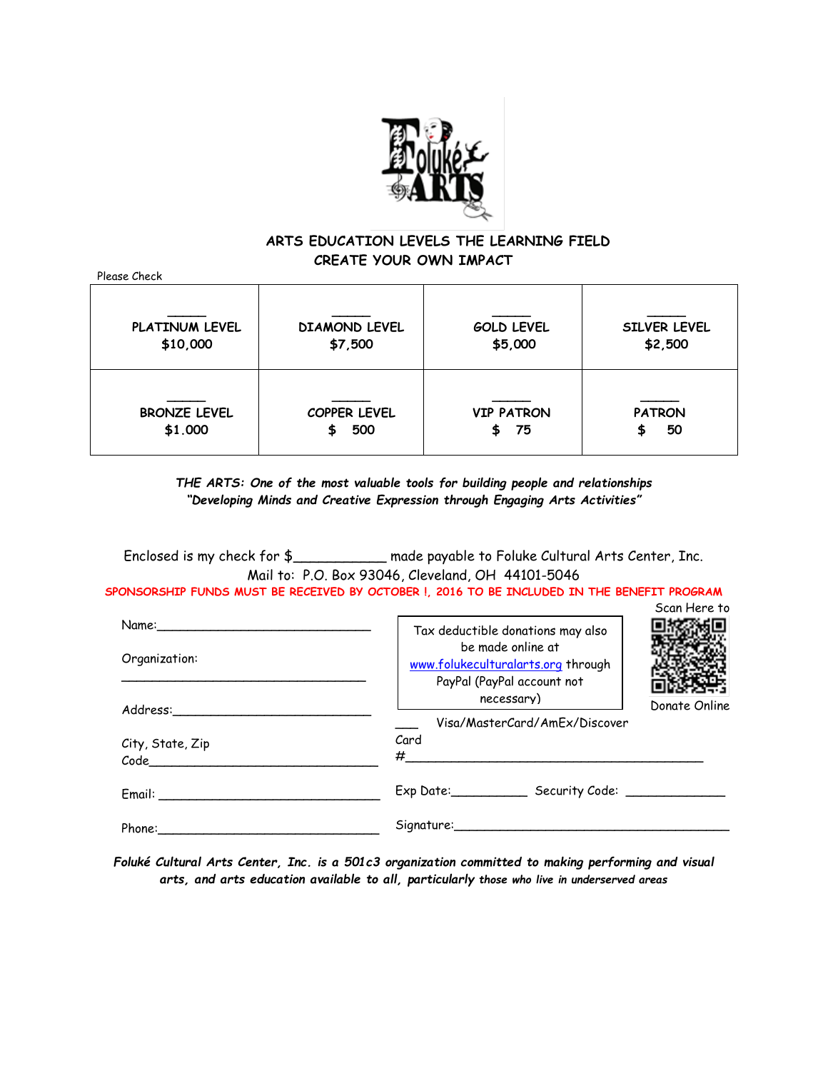## ARTS EDUCATION LEVELS THE LEARNING FIELD
## CREATE YOUR OWN IMPACT

Please Check

| | | | |
|---|---|---|---|
| _____ PLATINUM LEVEL $10,000 | _____ DIAMOND LEVEL $7,500 | _____ GOLD LEVEL $5,000 | _____ SILVER LEVEL $2,500 |
| _____ BRONZE LEVEL $1.000 | _____ COPPER LEVEL $ 500 | _____ VIP PATRON $ 75 | _____ PATRON $ 50 |

***THE ARTS: One of the most valuable tools for building people and relationships***
***"Developing Minds and Creative Expression through Engaging Arts Activities"***

Enclosed is my check for $___________ made payable to Foluke Cultural Arts Center, Inc.
Mail to: P.O. Box 93046, Cleveland, OH 44101-5046

**SPONSORSHIP FUNDS MUST BE RECEIVED BY OCTOBER !, 2016 TO BE INCLUDED IN THE BENEFIT PROGRAM**

Name:____________________________

Organization:
________________________________

Address:__________________________

City, State, Zip Code______________________________

Email: ____________________________

Phone:____________________________

Tax deductible donations may also be made online at www.folukeculturalarts.org through PayPal (PayPal account not necessary)

Scan Here to Donate Online

___ Visa/MasterCard/AmEx/Discover Card #_______________________________________

Exp Date:__________ Security Code: _____________

Signature:____________________________________

***Foluké Cultural Arts Center, Inc. is a 501c3 organization committed to making performing and visual arts, and arts education available to all, particularly those who live in underserved areas***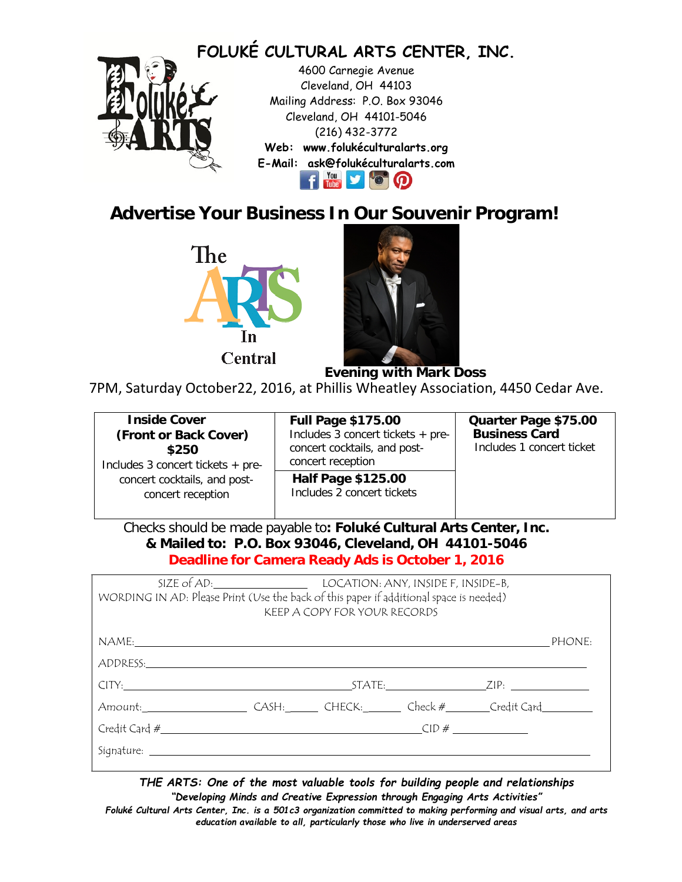# FOLUKÉ CULTURAL ARTS CENTER, INC.

4600 Carnegie Avenue
Cleveland, OH 44103
Mailing Address: P.O. Box 93046
Cleveland, OH 44101-5046
(216) 432-3772
**Web: www.folukéculturalarts.org**
**E-Mail: ask@folukéculturalarts.com**

## Advertise Your Business In Our Souvenir Program!

The ARTS In Central

**Evening with Mark Doss**

7PM, Saturday October22, 2016, at Phillis Wheatley Association, 4450 Cedar Ave.

| | | |
|---|---|---|
| **Inside Cover (Front or Back Cover) $250** Includes 3 concert tickets + pre-concert cocktails, and post-concert reception | **Full Page $175.00** Includes 3 concert tickets + pre-concert cocktails, and post-concert reception<br>**Half Page $125.00** Includes 2 concert tickets | **Quarter Page $75.00** **Business Card** Includes 1 concert ticket |

Checks should be made payable to**: Foluké Cultural Arts Center, Inc.**
**& Mailed to: P.O. Box 93046, Cleveland, OH 44101-5046**
**Deadline for Camera Ready Ads is October 1, 2016**

SIZE of AD:______________ LOCATION: ANY, INSIDE F, INSIDE-B,
WORDING IN AD: Please Print (Use the back of this paper if additional space is needed)
KEEP A COPY FOR YOUR RECORDS

NAME:______________________________________________ PHONE:

ADDRESS:______________________________________________

CITY:______________________ STATE:____________ ZIP: __________

Amount:______________ CASH:_____ CHECK:______ Check #_______Credit Card________

Credit Card #______________________________ CID # ___________

Signature: ______________________________________________

***THE ARTS: One of the most valuable tools for building people and relationships***
***"Developing Minds and Creative Expression through Engaging Arts Activities"***
***Foluké Cultural Arts Center, Inc. is a 501c3 organization committed to making performing and visual arts, and arts education available to all, particularly those who live in underserved areas***